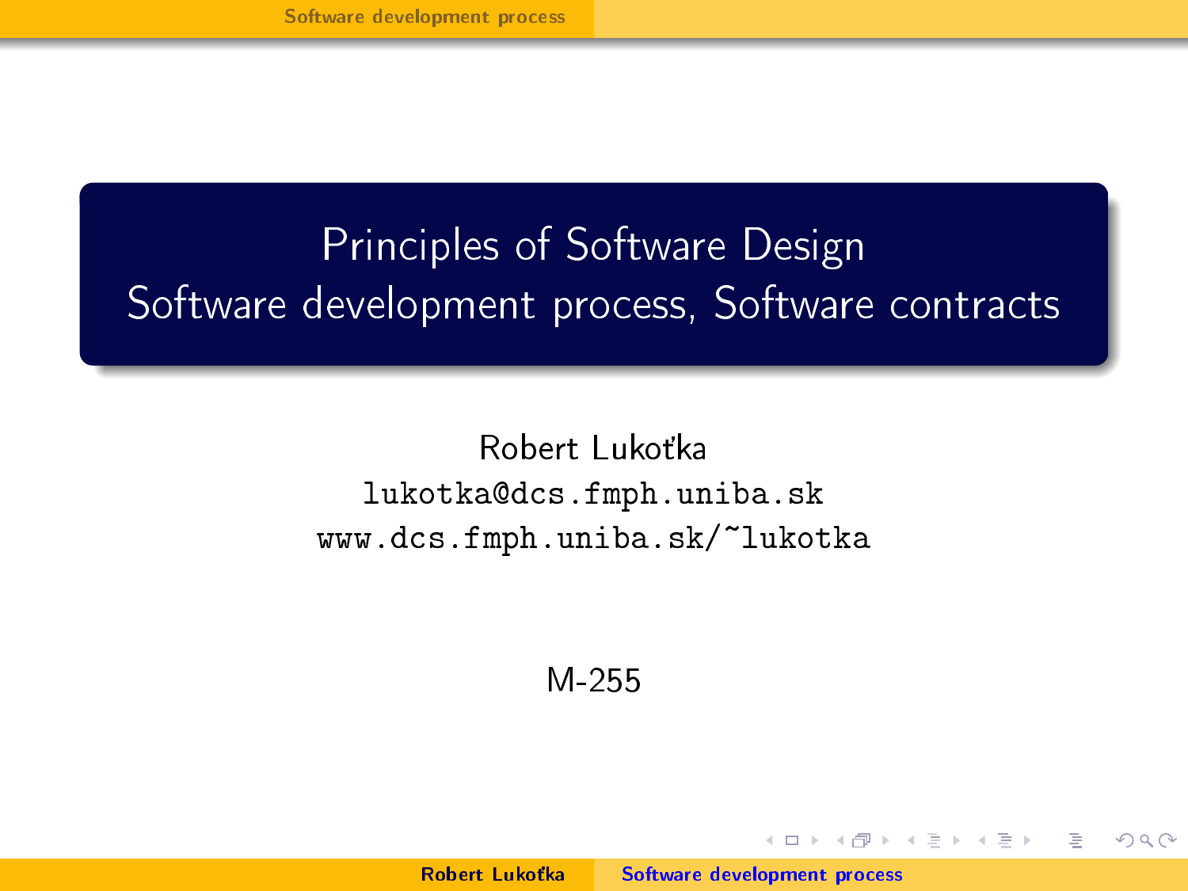# Principles of Software Design

## Software development process, Software contracts

Robert Lukoťka

lukotka@dcs.fmph.uniba.sk

www.dcs.fmph.uniba.sk/~lukotka

M-255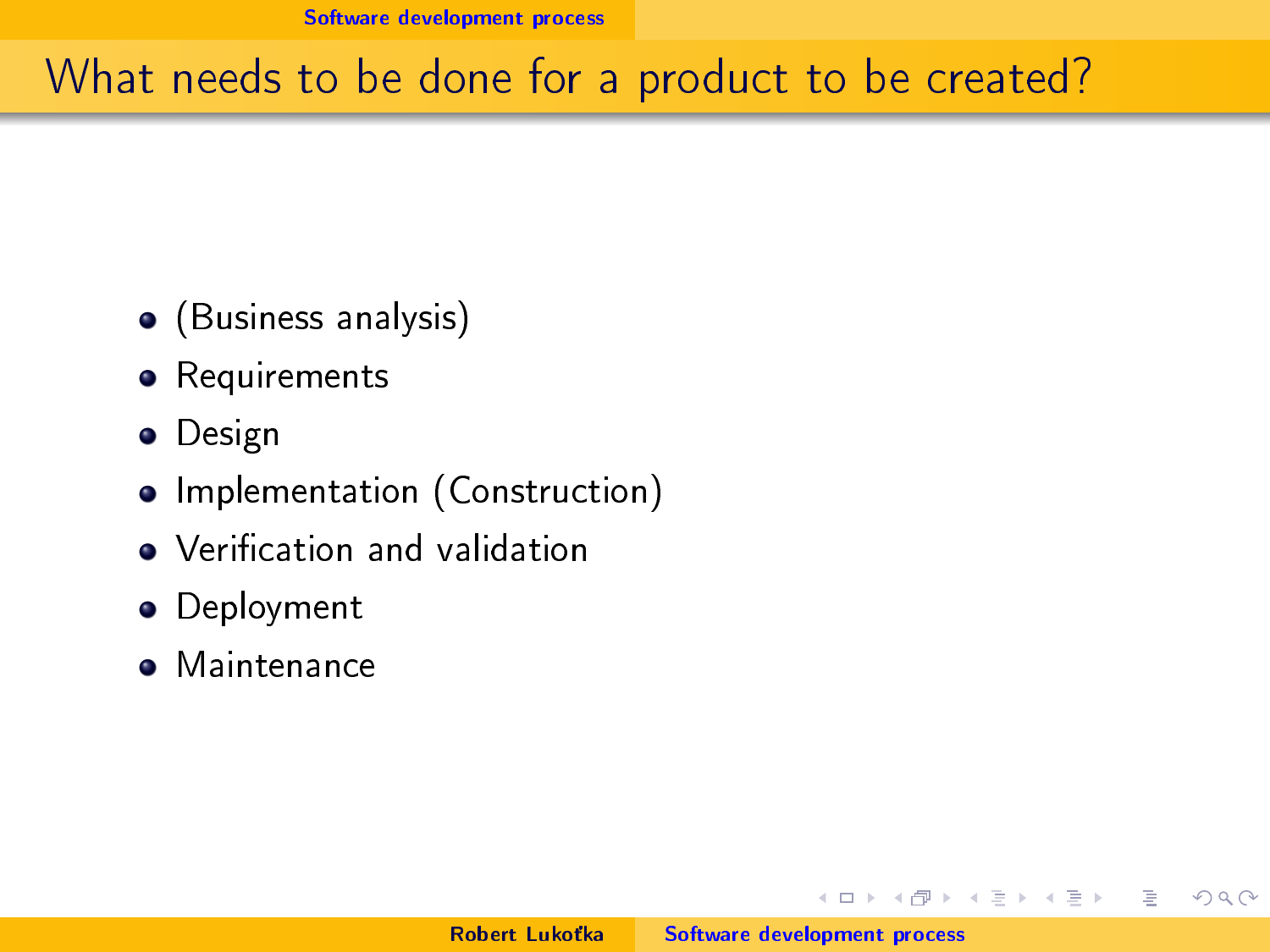# What needs to be done for a product to be created?

- (Business analysis)
- Requirements
- Design
- Implementation (Construction)
- Verification and validation
- Deployment
- Maintenance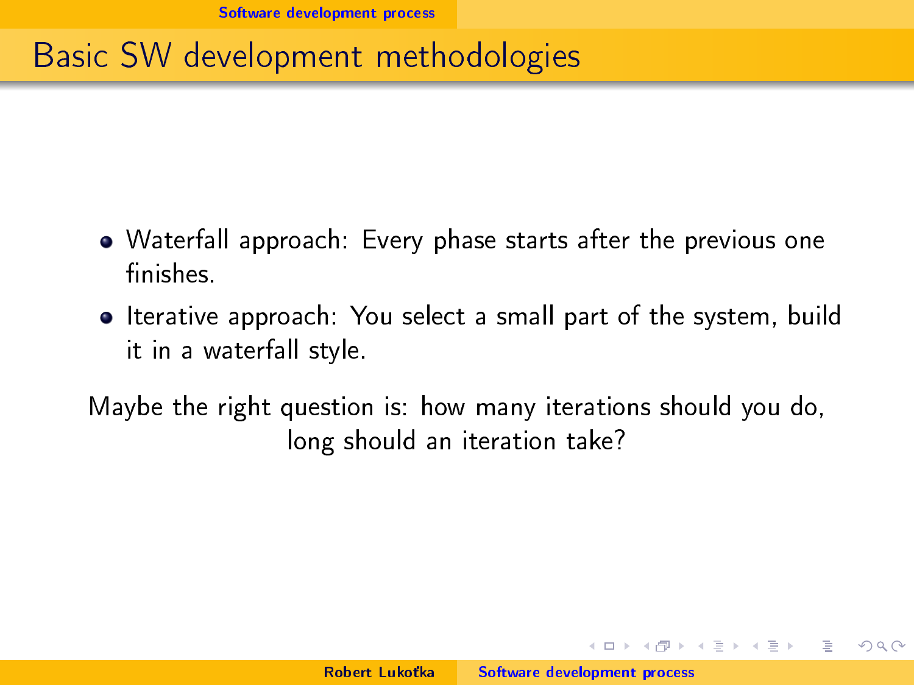# Basic SW development methodologies

- Waterfall approach: Every phase starts after the previous one finishes.
- Iterative approach: You select a small part of the system, build it in a waterfall style.

Maybe the right question is: how many iterations should you do, long should an iteration take?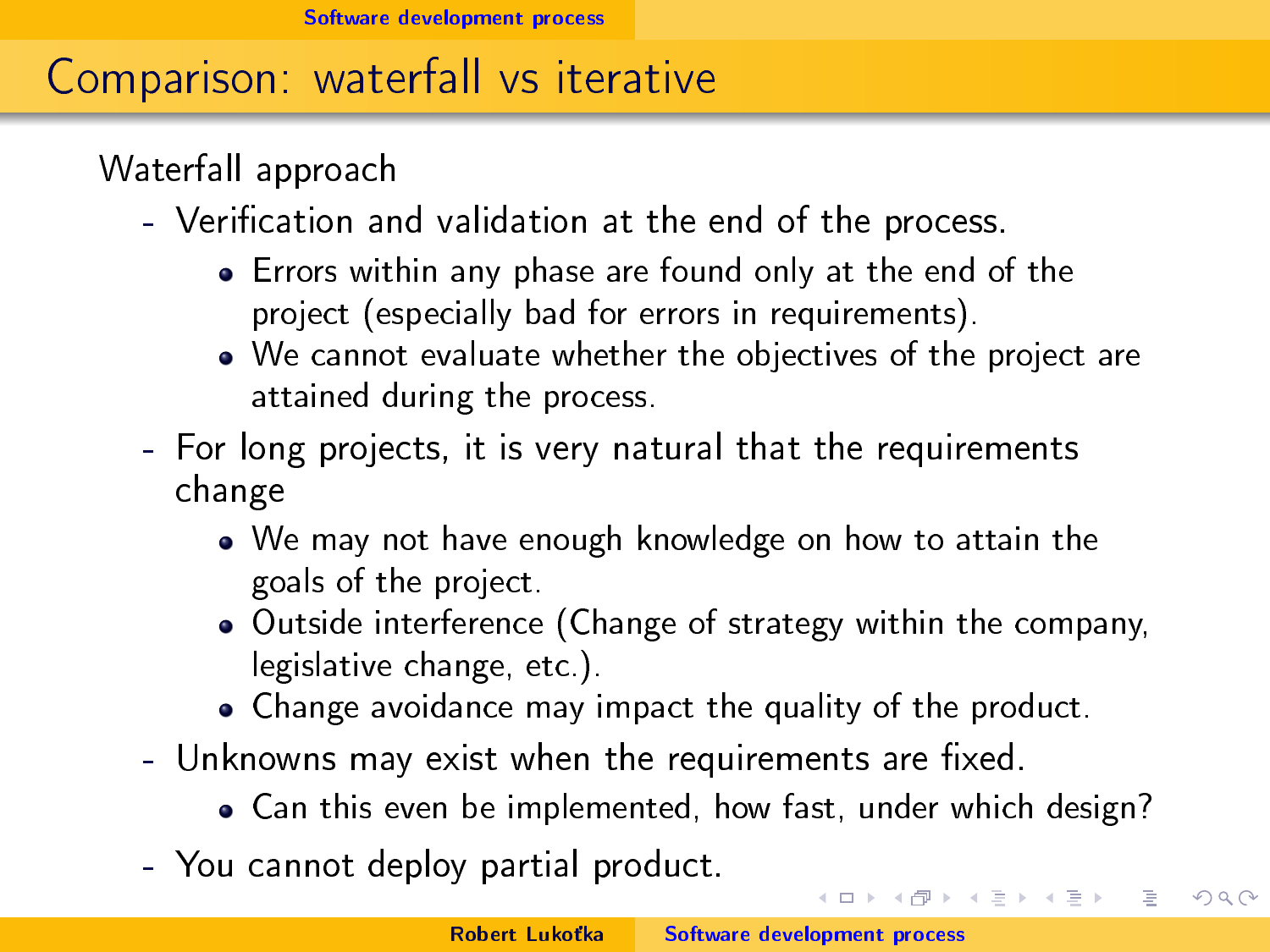# Comparison: waterfall vs iterative

Waterfall approach

- Verification and validation at the end of the process.
  - Errors within any phase are found only at the end of the project (especially bad for errors in requirements).
  - We cannot evaluate whether the objectives of the project are attained during the process.
- For long projects, it is very natural that the requirements change
  - We may not have enough knowledge on how to attain the goals of the project.
  - Outside interference (Change of strategy within the company, legislative change, etc.).
  - Change avoidance may impact the quality of the product.
- Unknowns may exist when the requirements are fixed.
  - Can this even be implemented, how fast, under which design?
- You cannot deploy partial product.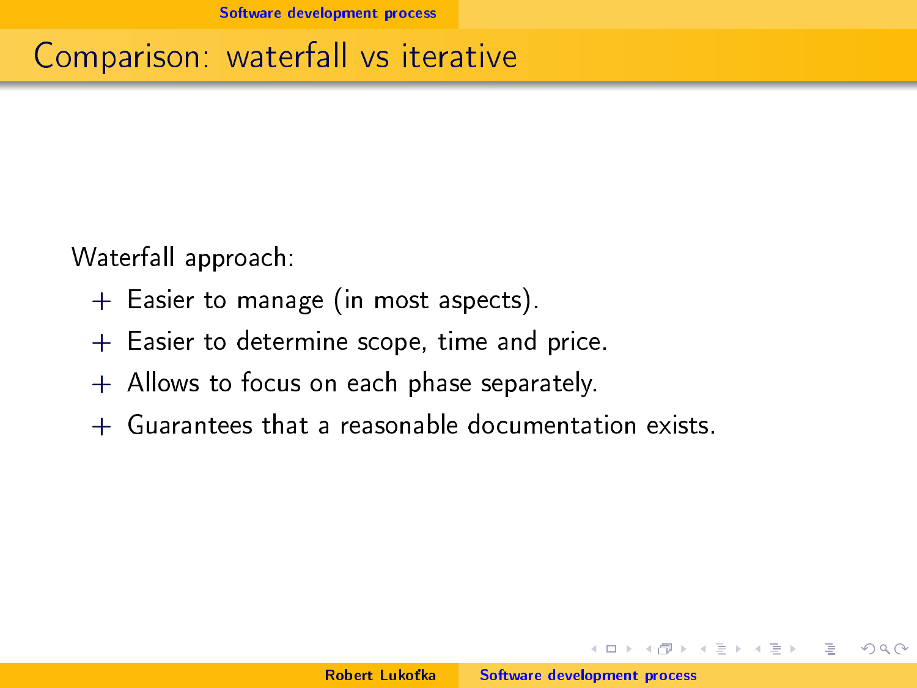# Comparison: waterfall vs iterative

Waterfall approach:

- + Easier to manage (in most aspects).
- + Easier to determine scope, time and price.
- + Allows to focus on each phase separately.
- + Guarantees that a reasonable documentation exists.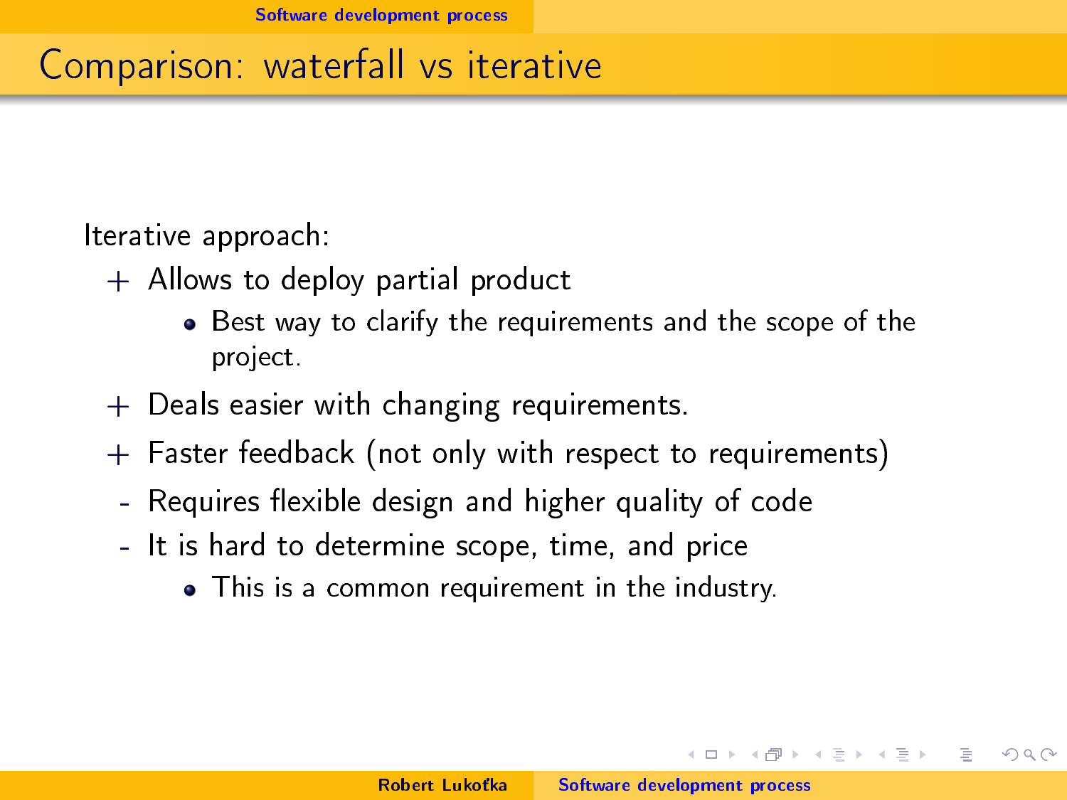## Comparison: waterfall vs iterative

Iterative approach:

+ Allows to deploy partial product
  - Best way to clarify the requirements and the scope of the project.
+ Deals easier with changing requirements.
+ Faster feedback (not only with respect to requirements)
- Requires flexible design and higher quality of code
- It is hard to determine scope, time, and price
  - This is a common requirement in the industry.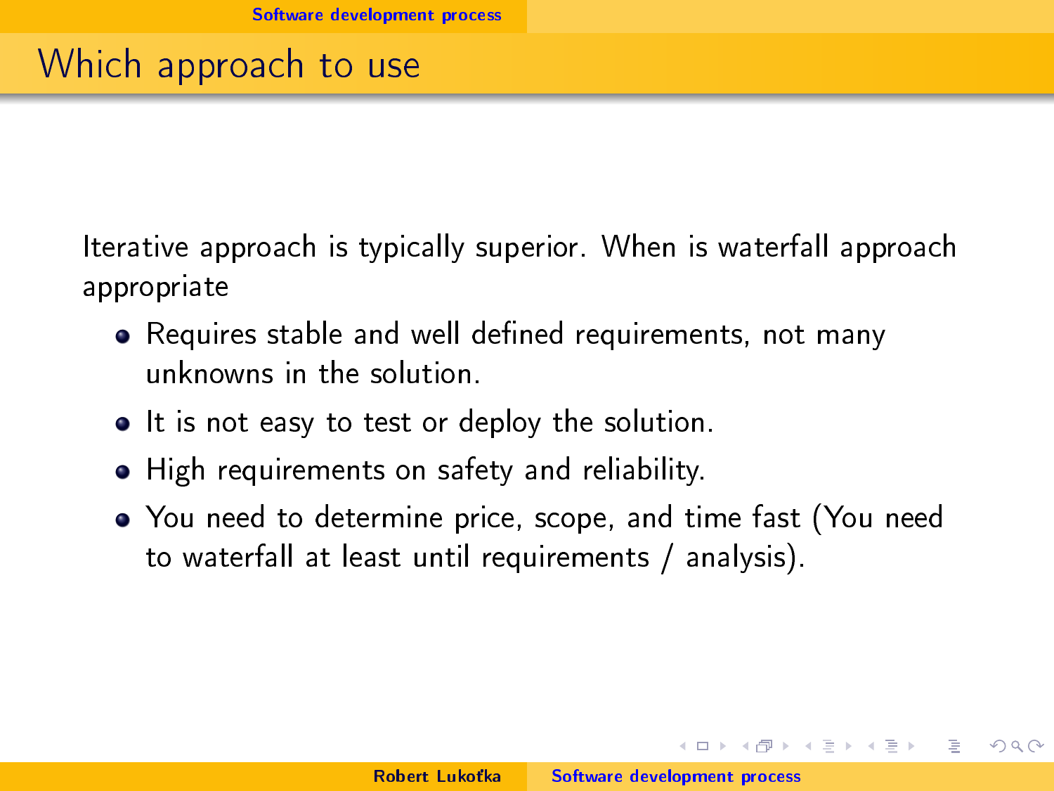# Which approach to use

Iterative approach is typically superior. When is waterfall approach appropriate

- Requires stable and well defined requirements, not many unknowns in the solution.
- It is not easy to test or deploy the solution.
- High requirements on safety and reliability.
- You need to determine price, scope, and time fast (You need to waterfall at least until requirements / analysis).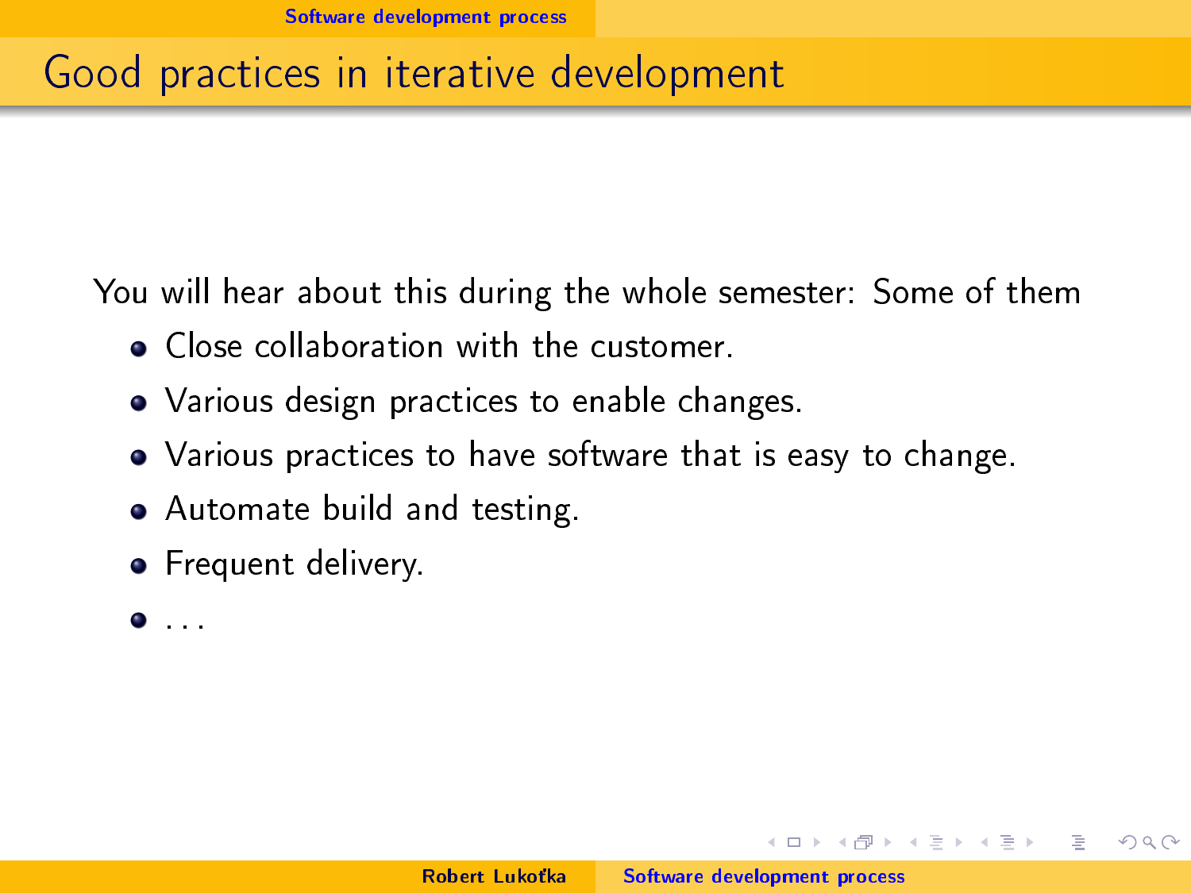# Good practices in iterative development

You will hear about this during the whole semester: Some of them

- Close collaboration with the customer.
- Various design practices to enable changes.
- Various practices to have software that is easy to change.
- Automate build and testing.
- Frequent delivery.
- ...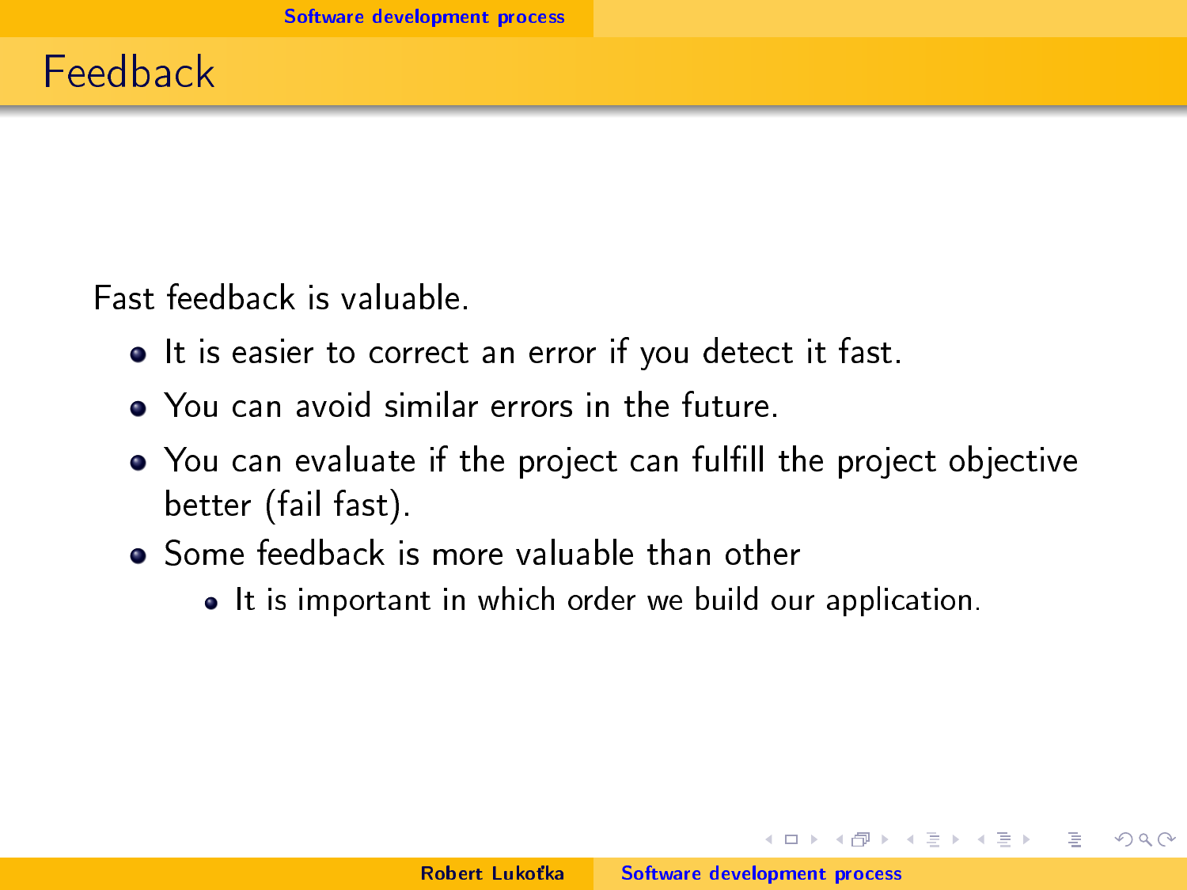# Feedback

Fast feedback is valuable.

- It is easier to correct an error if you detect it fast.
- You can avoid similar errors in the future.
- You can evaluate if the project can fulfill the project objective better (fail fast).
- Some feedback is more valuable than other
  - It is important in which order we build our application.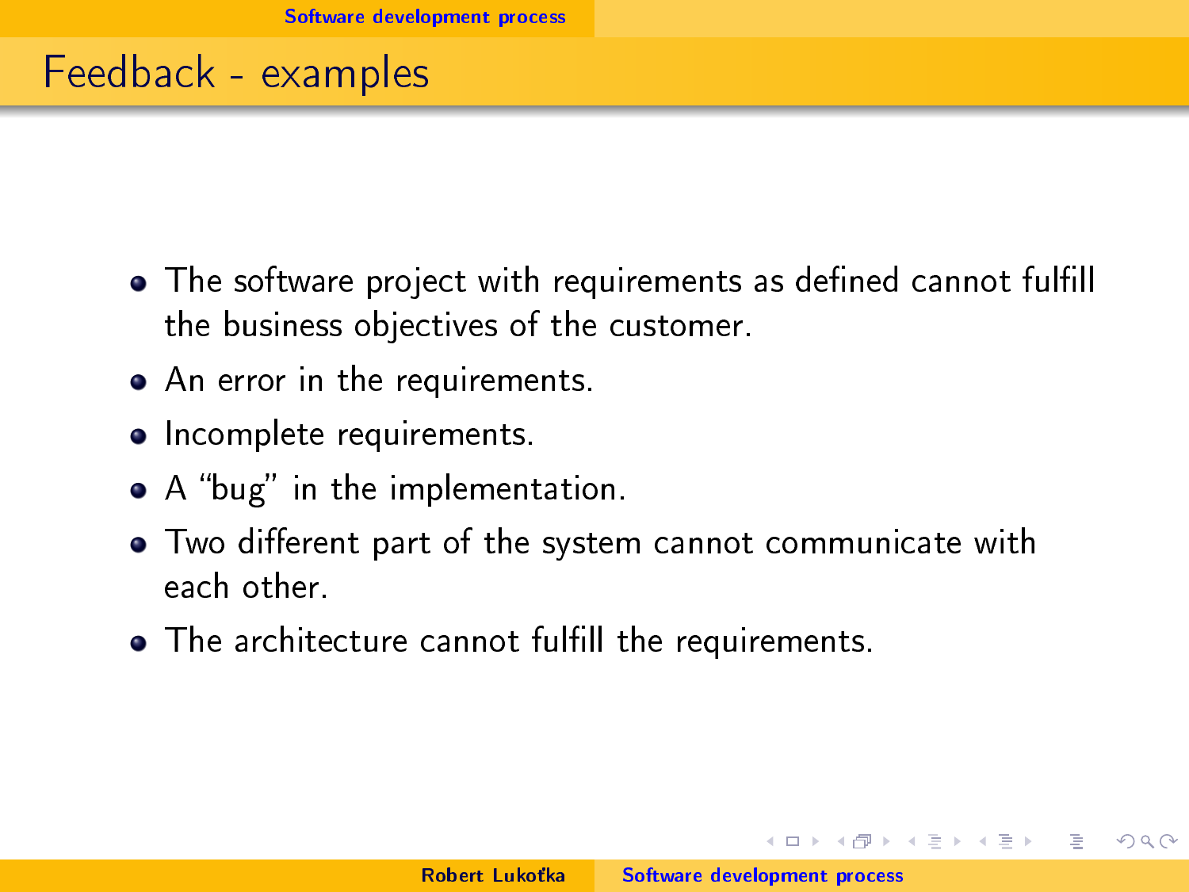## Feedback - examples

- The software project with requirements as defined cannot fulfill the business objectives of the customer.
- An error in the requirements.
- Incomplete requirements.
- A “bug” in the implementation.
- Two different part of the system cannot communicate with each other.
- The architecture cannot fulfill the requirements.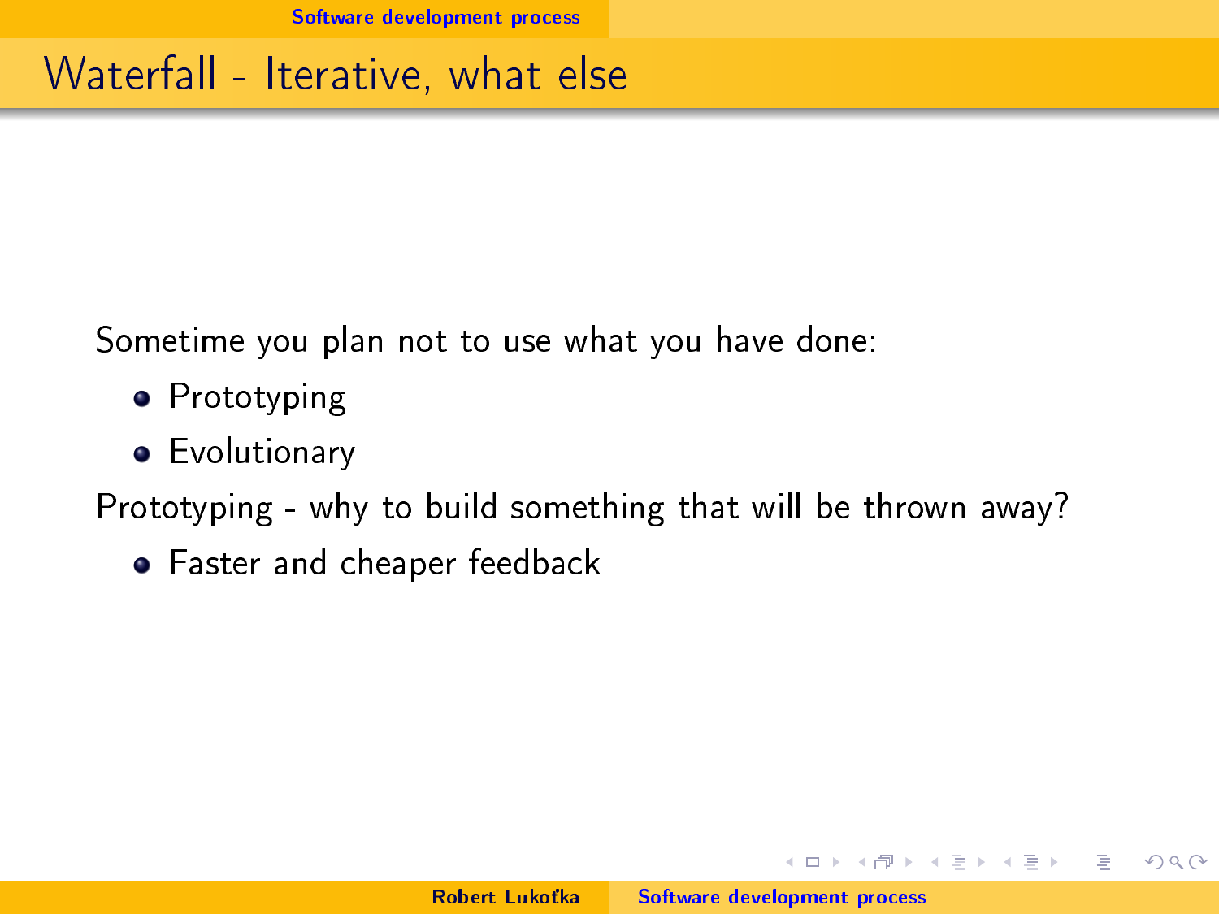# Waterfall - Iterative, what else

Sometime you plan not to use what you have done:

- Prototyping
- Evolutionary

Prototyping - why to build something that will be thrown away?

- Faster and cheaper feedback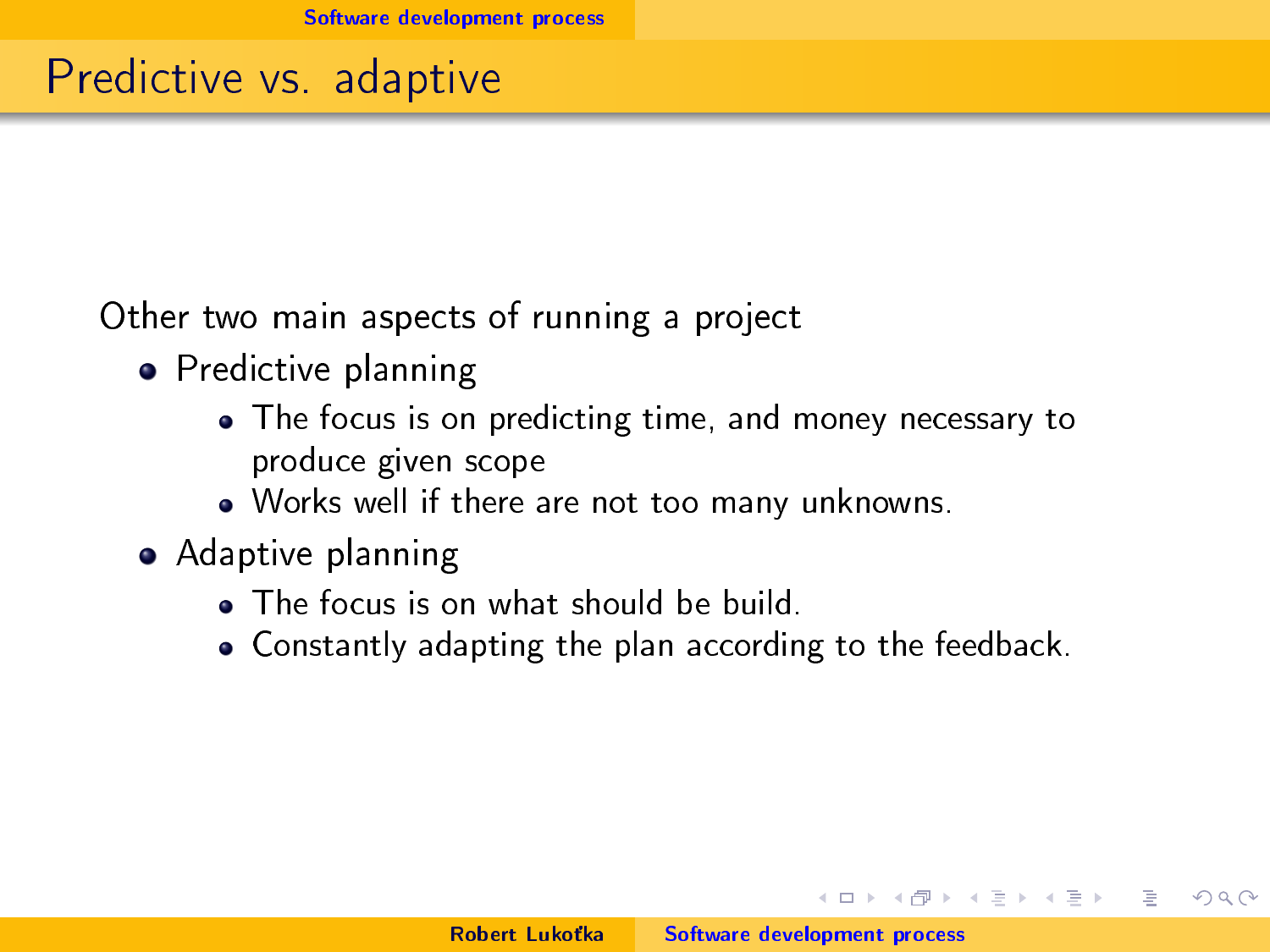## Predictive vs. adaptive

Other two main aspects of running a project

- Predictive planning
  - The focus is on predicting time, and money necessary to produce given scope
  - Works well if there are not too many unknowns.
- Adaptive planning
  - The focus is on what should be build.
  - Constantly adapting the plan according to the feedback.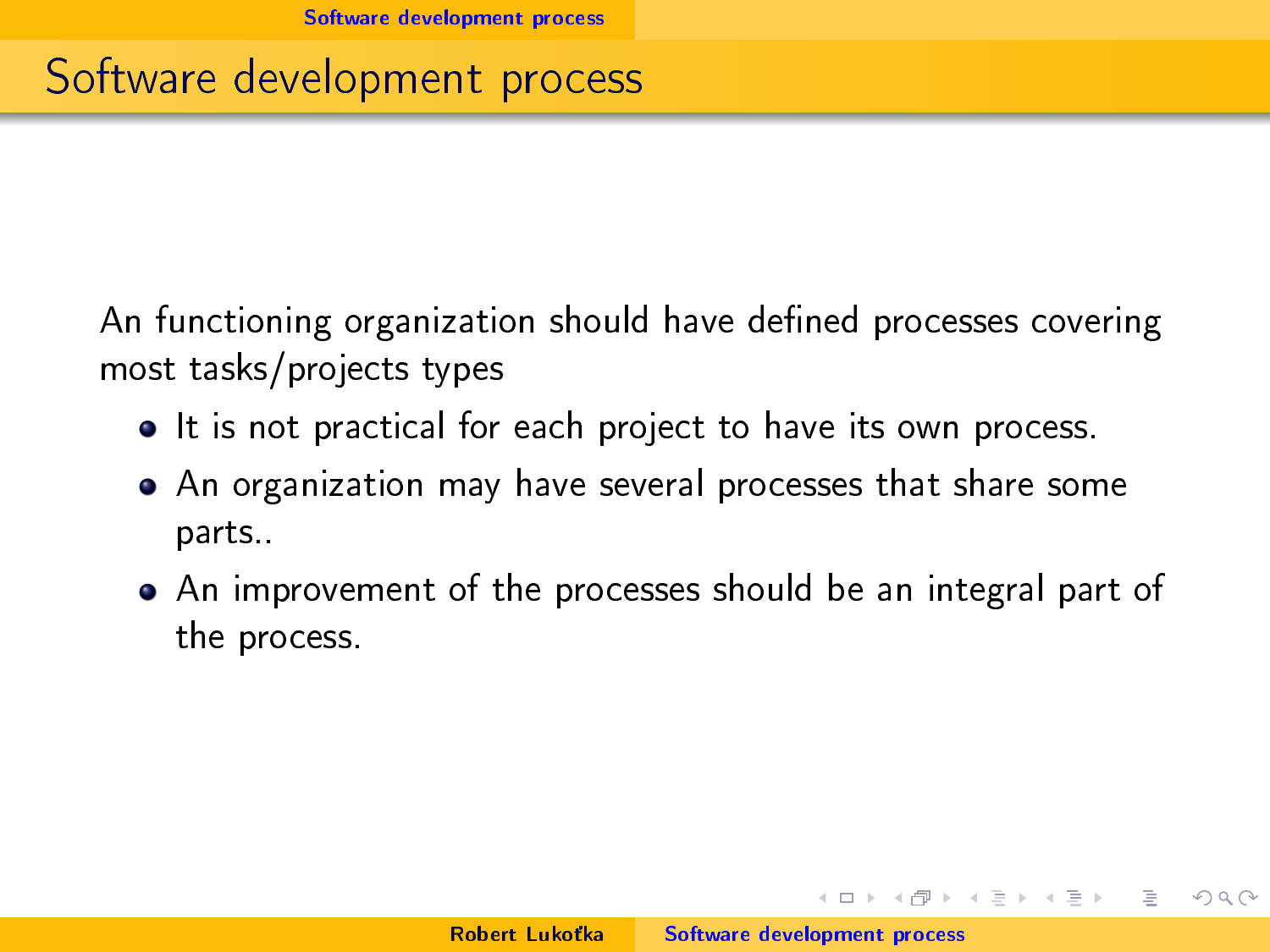# Software development process

An functioning organization should have defined processes covering most tasks/projects types

- It is not practical for each project to have its own process.
- An organization may have several processes that share some parts..
- An improvement of the processes should be an integral part of the process.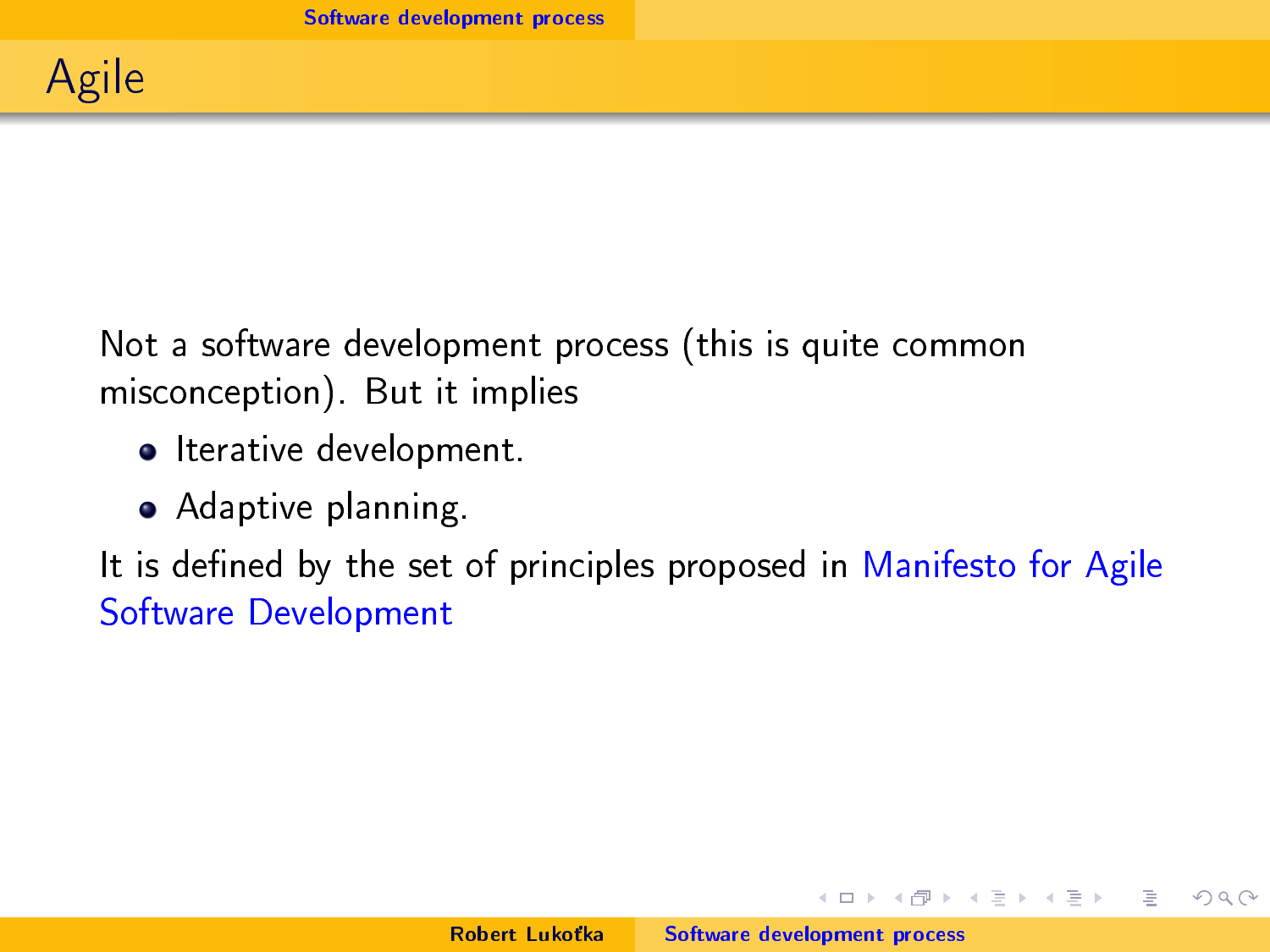# Agile

Not a software development process (this is quite common misconception). But it implies

- Iterative development.
- Adaptive planning.

It is defined by the set of principles proposed in Manifesto for Agile Software Development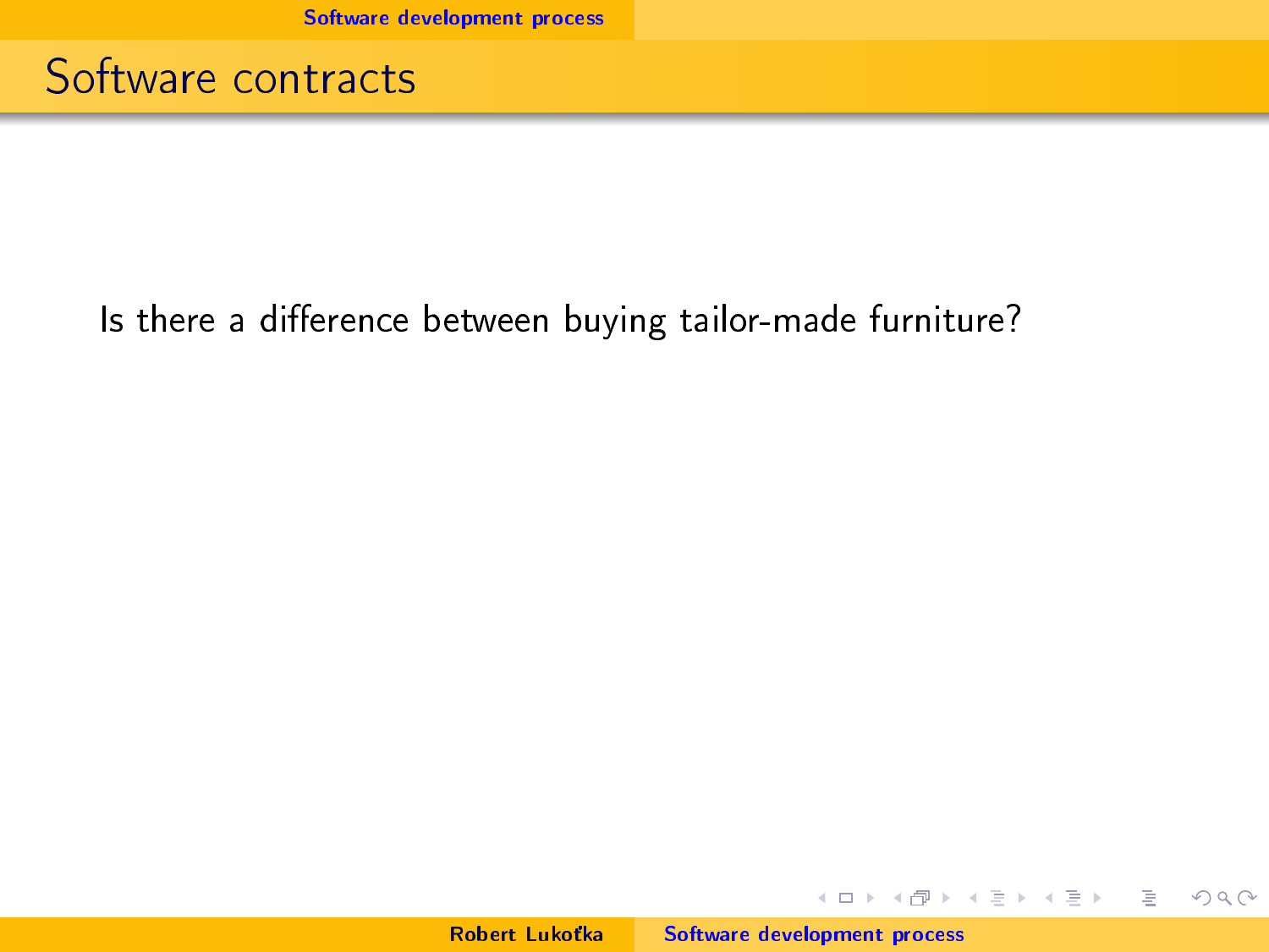# Software contracts

Is there a difference between buying tailor-made furniture?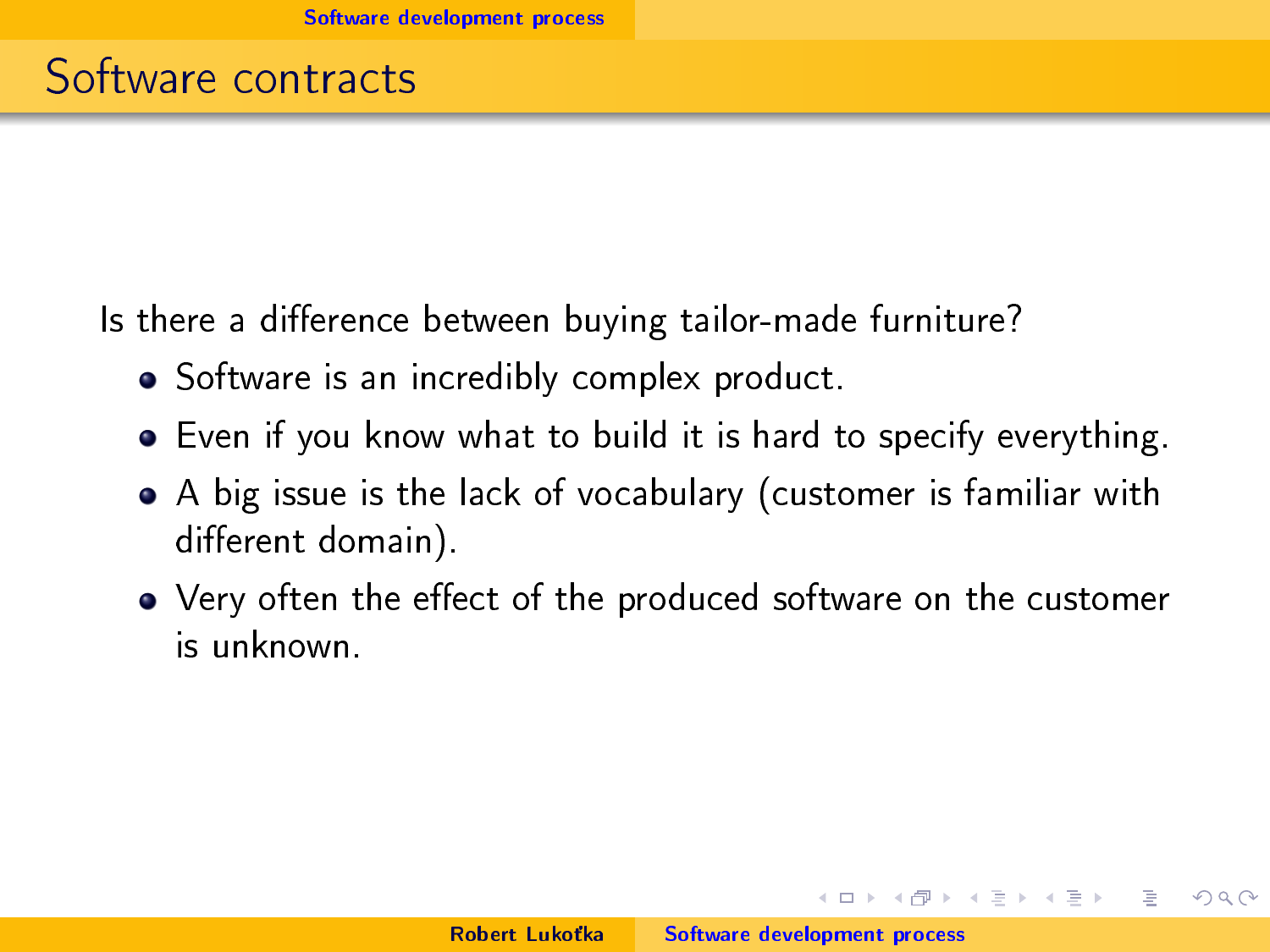# Software contracts

Is there a difference between buying tailor-made furniture?

- Software is an incredibly complex product.
- Even if you know what to build it is hard to specify everything.
- A big issue is the lack of vocabulary (customer is familiar with different domain).
- Very often the effect of the produced software on the customer is unknown.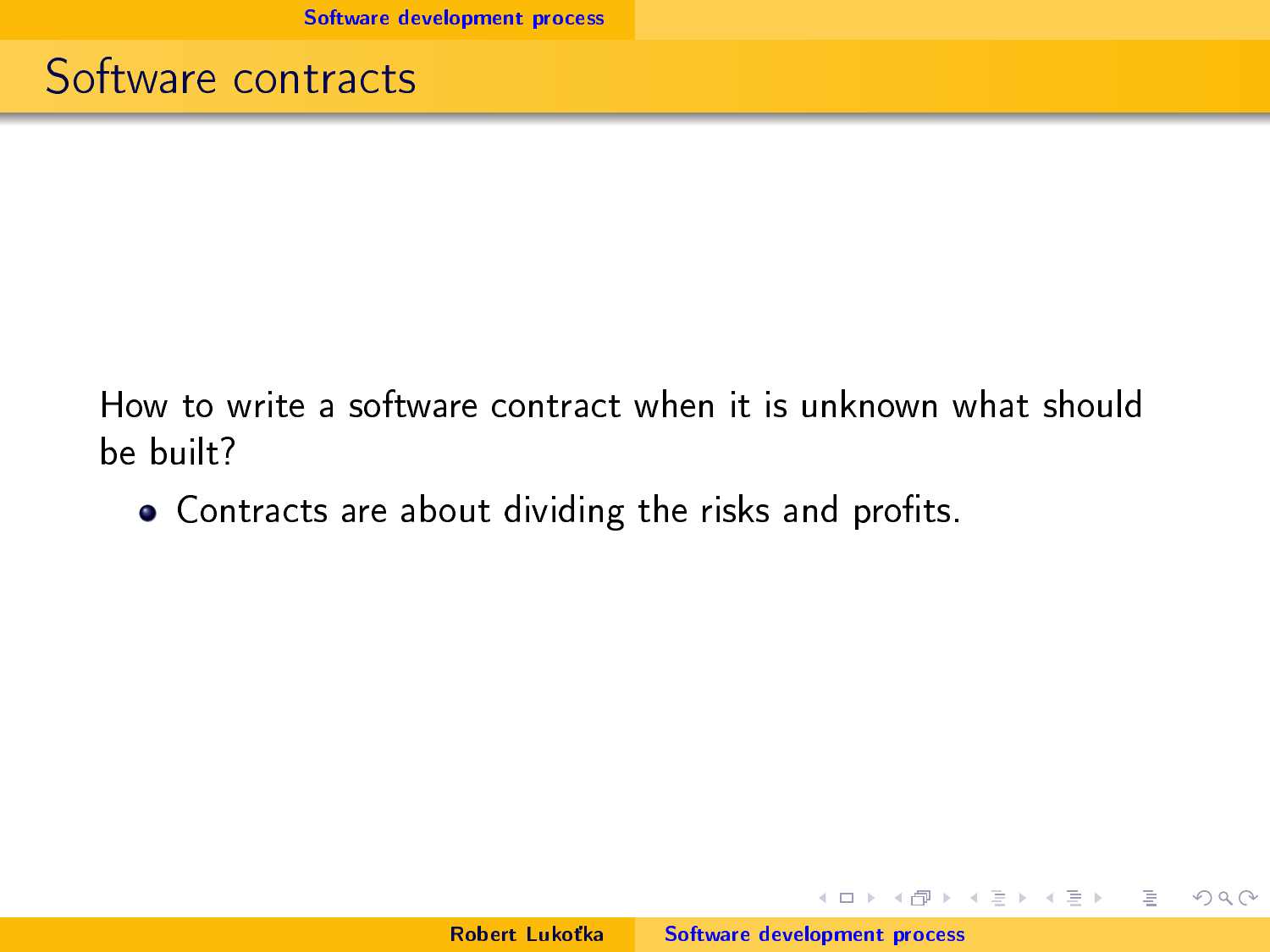## Software contracts

How to write a software contract when it is unknown what should be built?

- Contracts are about dividing the risks and profits.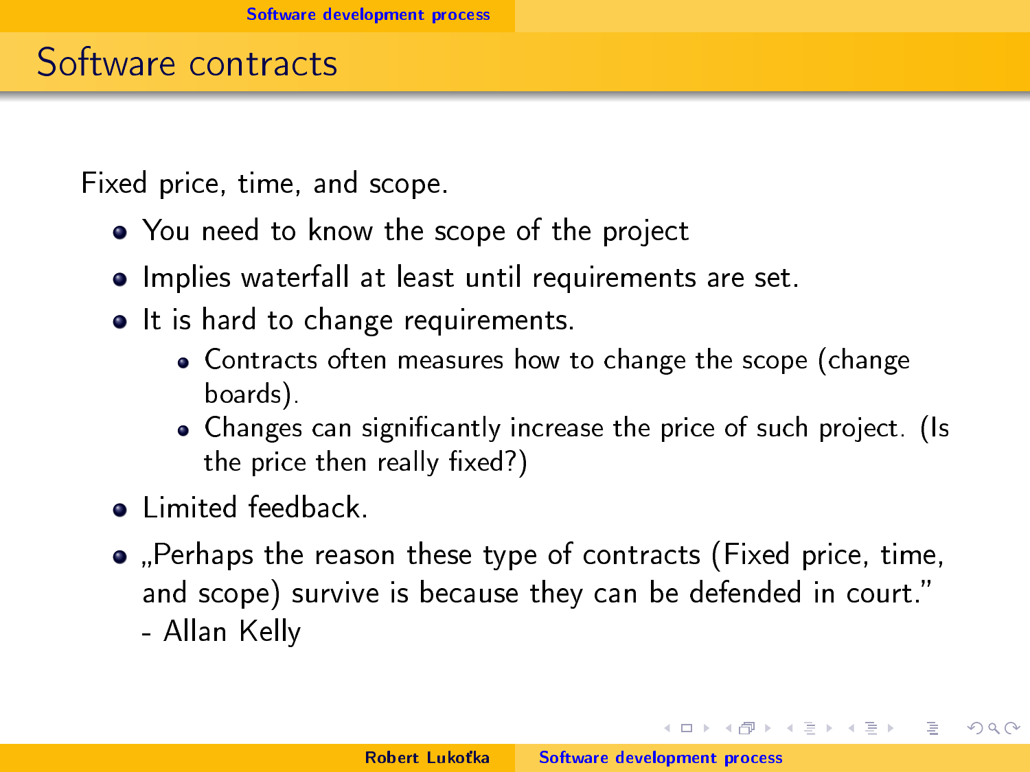## Software contracts

Fixed price, time, and scope.

- You need to know the scope of the project
- Implies waterfall at least until requirements are set.
- It is hard to change requirements.
  - Contracts often measures how to change the scope (change boards).
  - Changes can significantly increase the price of such project. (Is the price then really fixed?)
- Limited feedback.
- „Perhaps the reason these type of contracts (Fixed price, time, and scope) survive is because they can be defended in court.” - Allan Kelly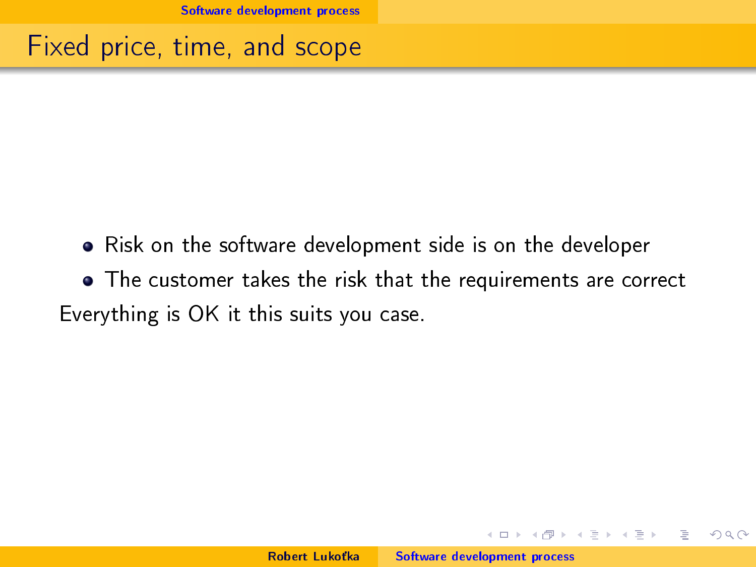# Fixed price, time, and scope

- Risk on the software development side is on the developer
- The customer takes the risk that the requirements are correct

Everything is OK it this suits you case.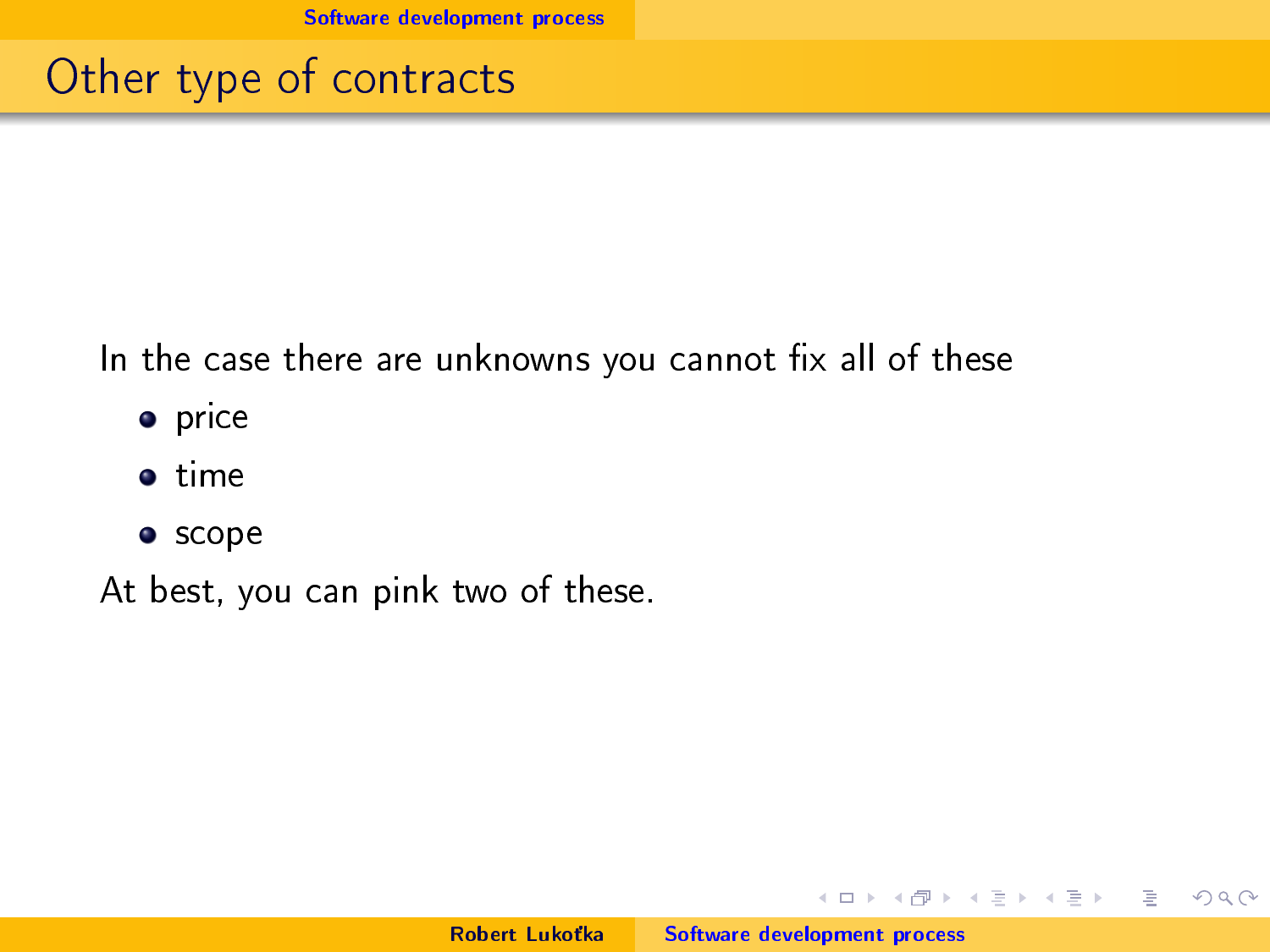# Other type of contracts

In the case there are unknowns you cannot fix all of these

- price
- time
- scope

At best, you can pink two of these.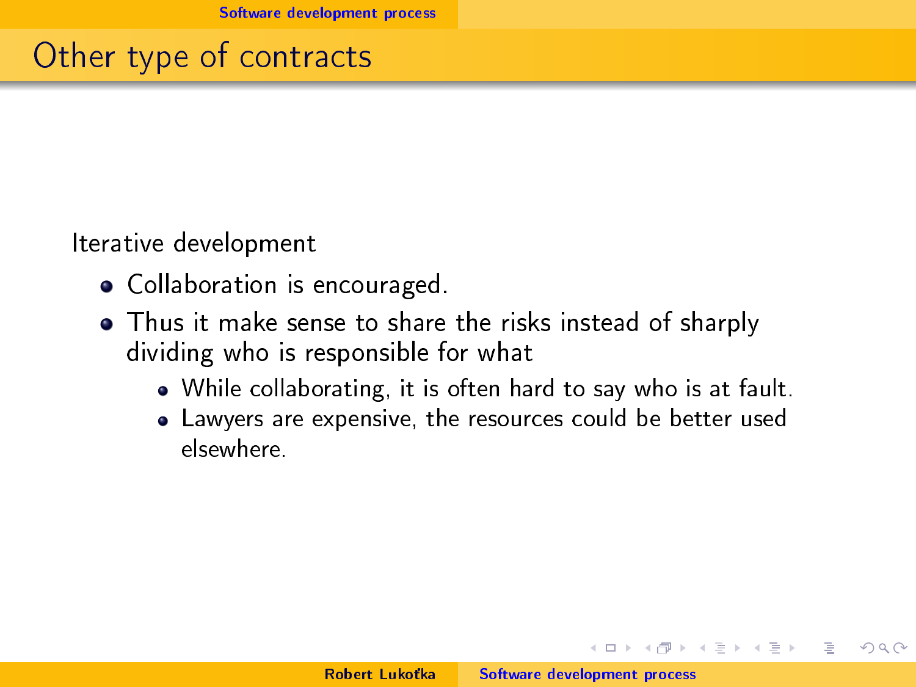# Other type of contracts

Iterative development

- Collaboration is encouraged.
- Thus it make sense to share the risks instead of sharply dividing who is responsible for what
  - While collaborating, it is often hard to say who is at fault.
  - Lawyers are expensive, the resources could be better used elsewhere.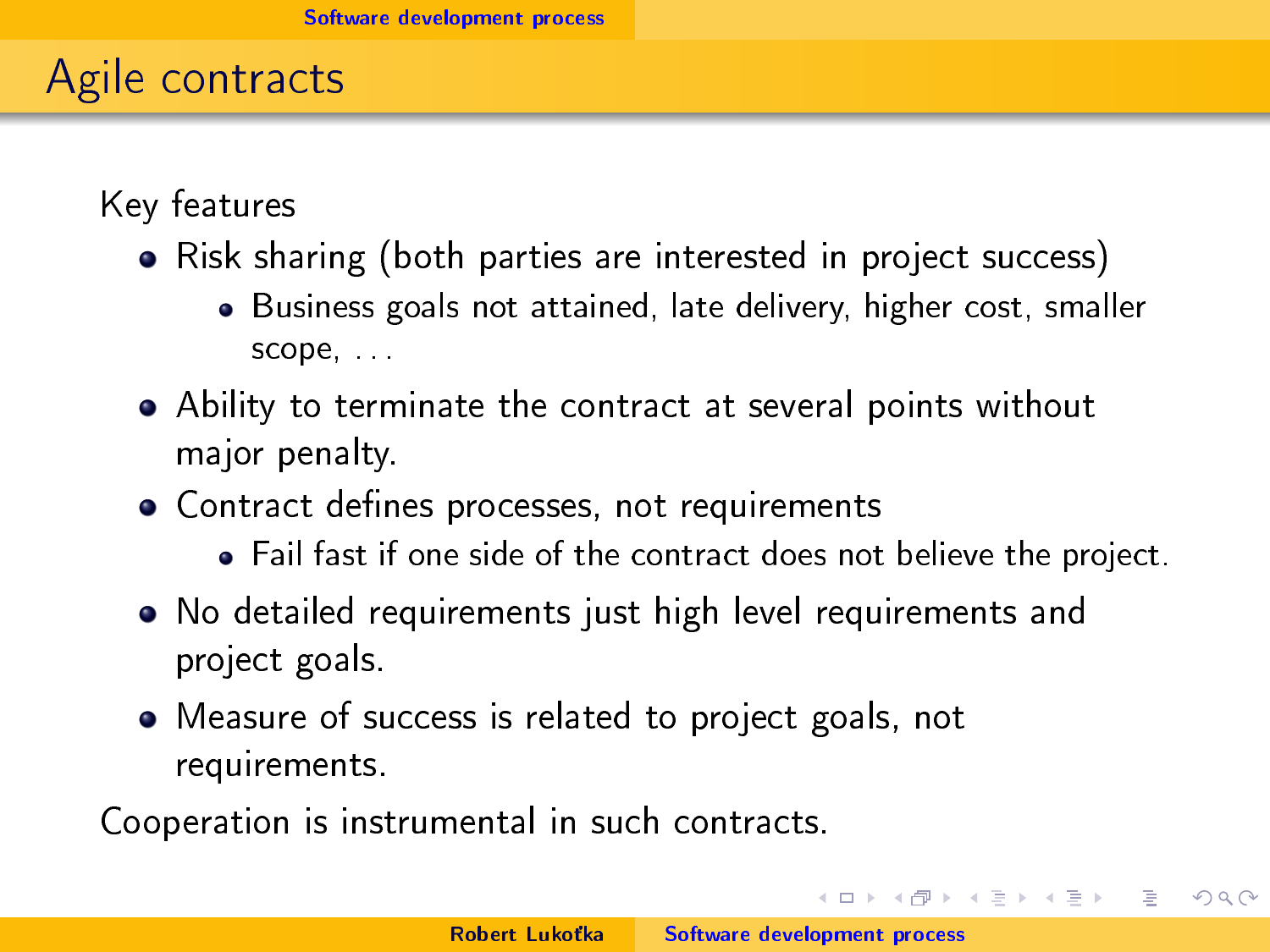# Agile contracts

Key features

- Risk sharing (both parties are interested in project success)
  - Business goals not attained, late delivery, higher cost, smaller scope, . . .
- Ability to terminate the contract at several points without major penalty.
- Contract defines processes, not requirements
  - Fail fast if one side of the contract does not believe the project.
- No detailed requirements just high level requirements and project goals.
- Measure of success is related to project goals, not requirements.

Cooperation is instrumental in such contracts.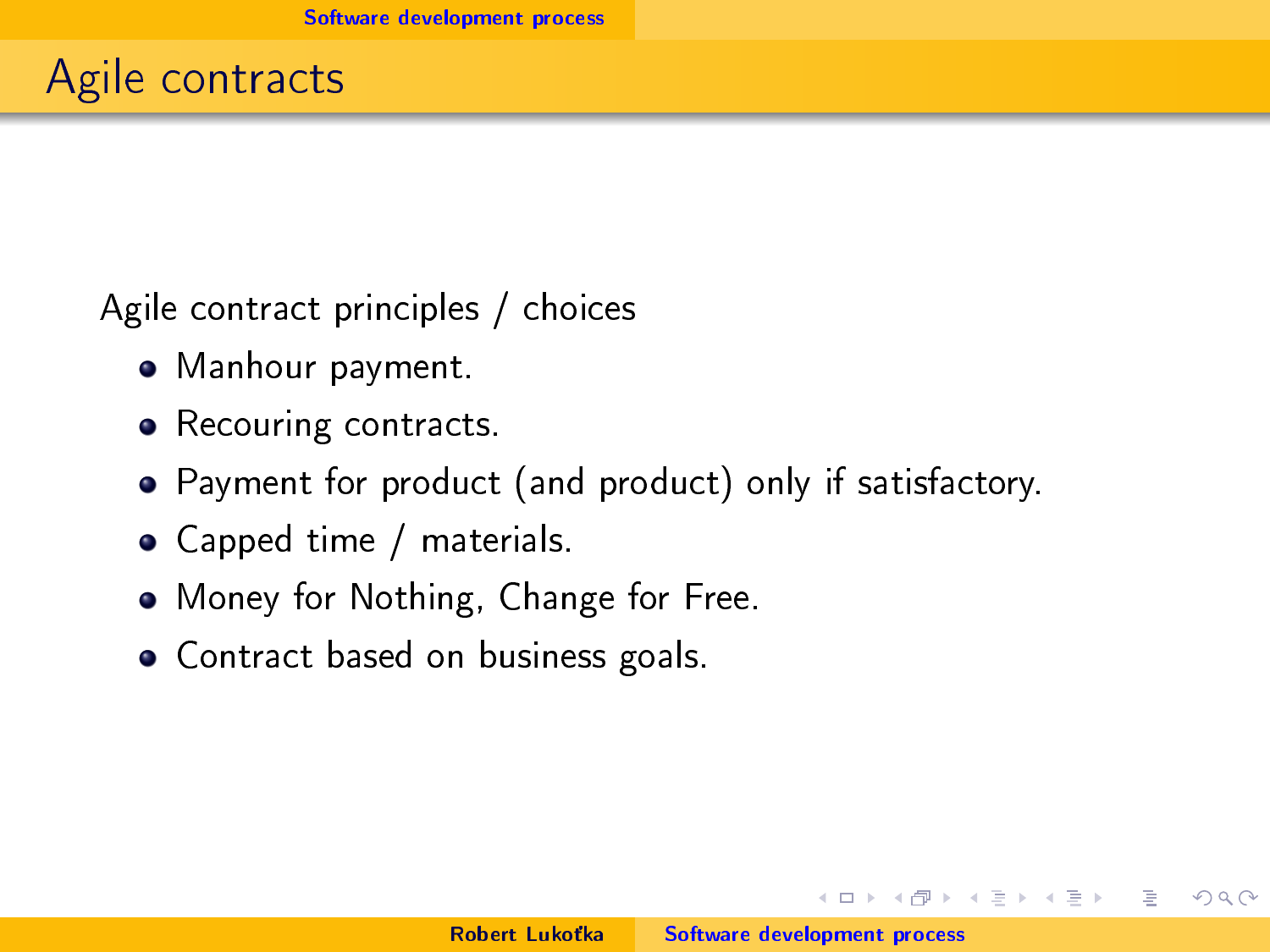# Agile contracts

Agile contract principles / choices

- Manhour payment.
- Recouring contracts.
- Payment for product (and product) only if satisfactory.
- Capped time / materials.
- Money for Nothing, Change for Free.
- Contract based on business goals.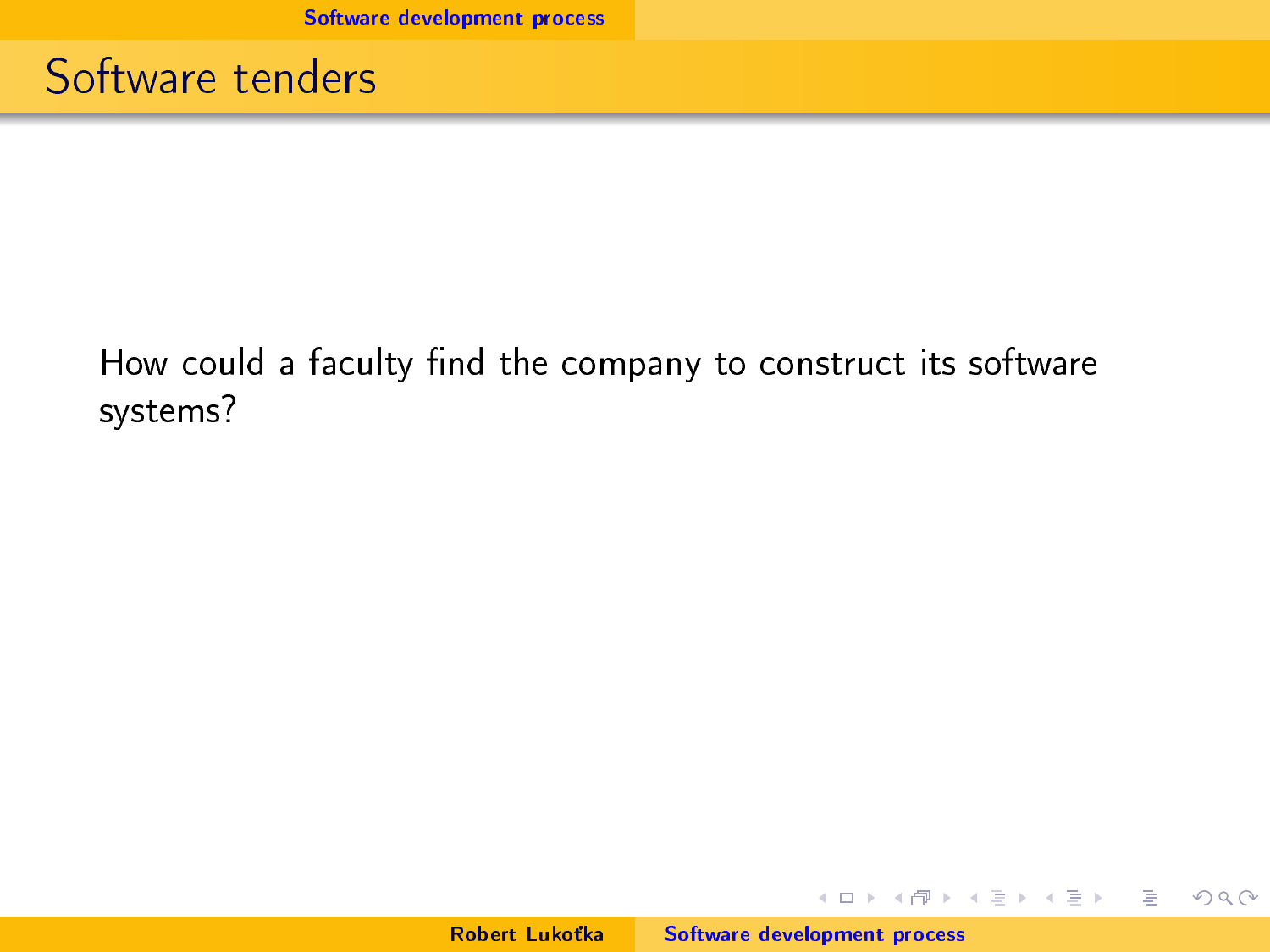# Software tenders

How could a faculty find the company to construct its software systems?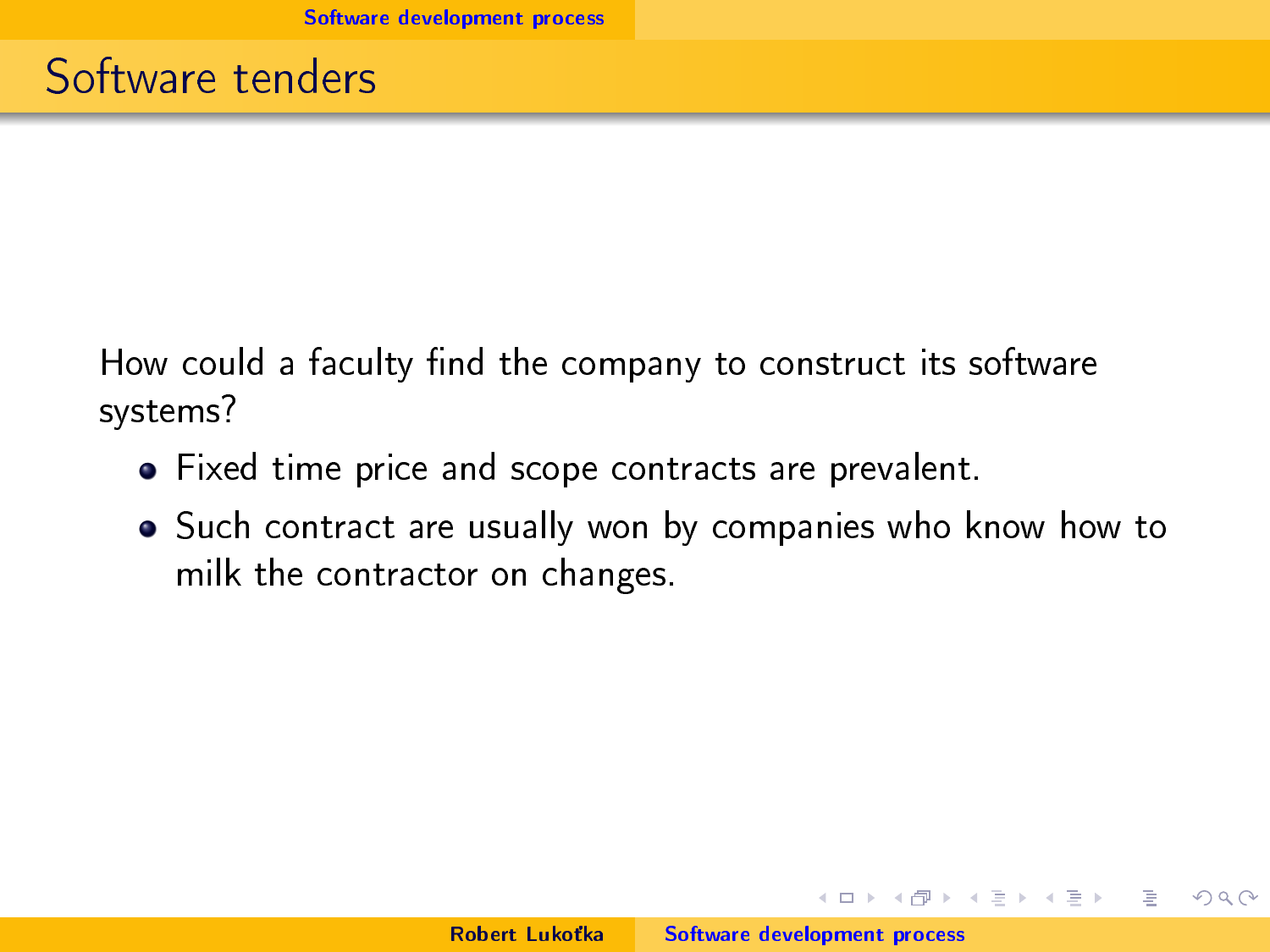# Software tenders

How could a faculty find the company to construct its software systems?

- Fixed time price and scope contracts are prevalent.
- Such contract are usually won by companies who know how to milk the contractor on changes.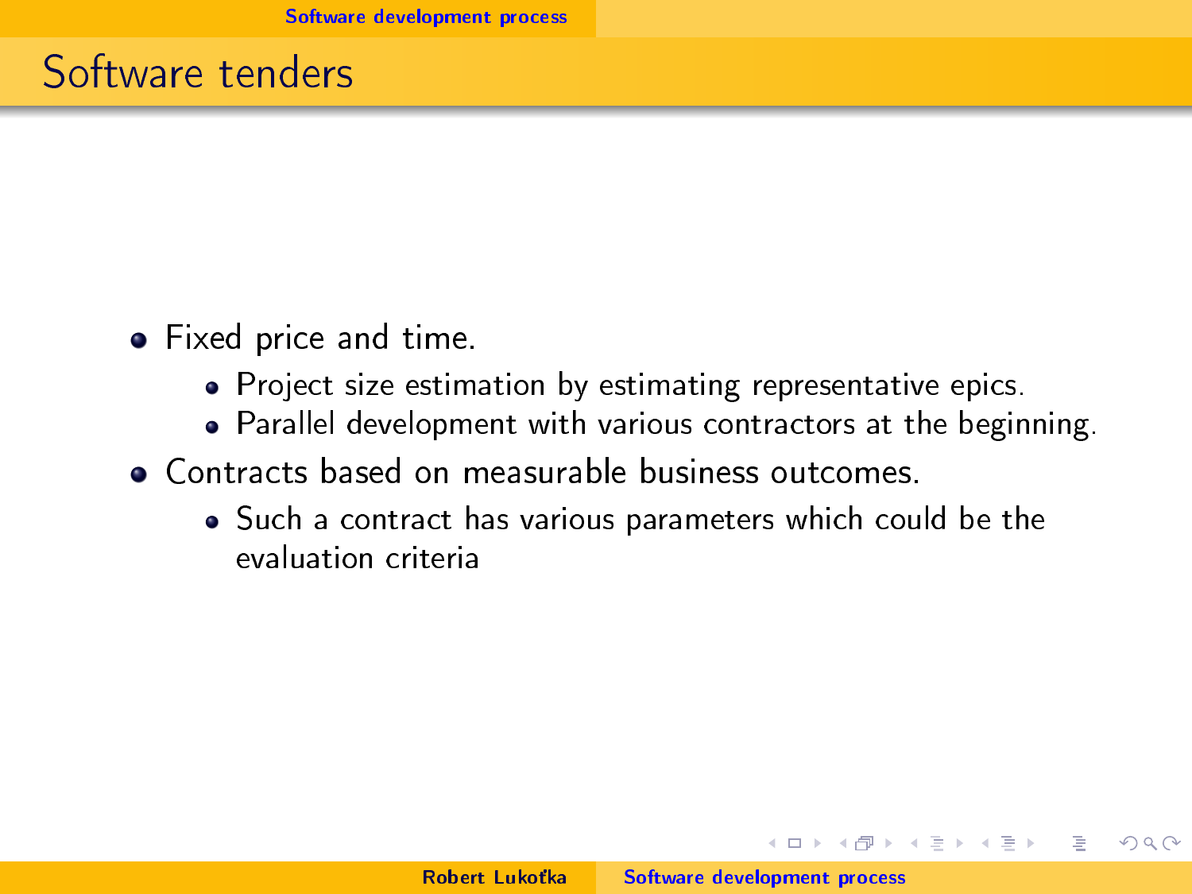# Software tenders

- Fixed price and time.
  - Project size estimation by estimating representative epics.
  - Parallel development with various contractors at the beginning.
- Contracts based on measurable business outcomes.
  - Such a contract has various parameters which could be the evaluation criteria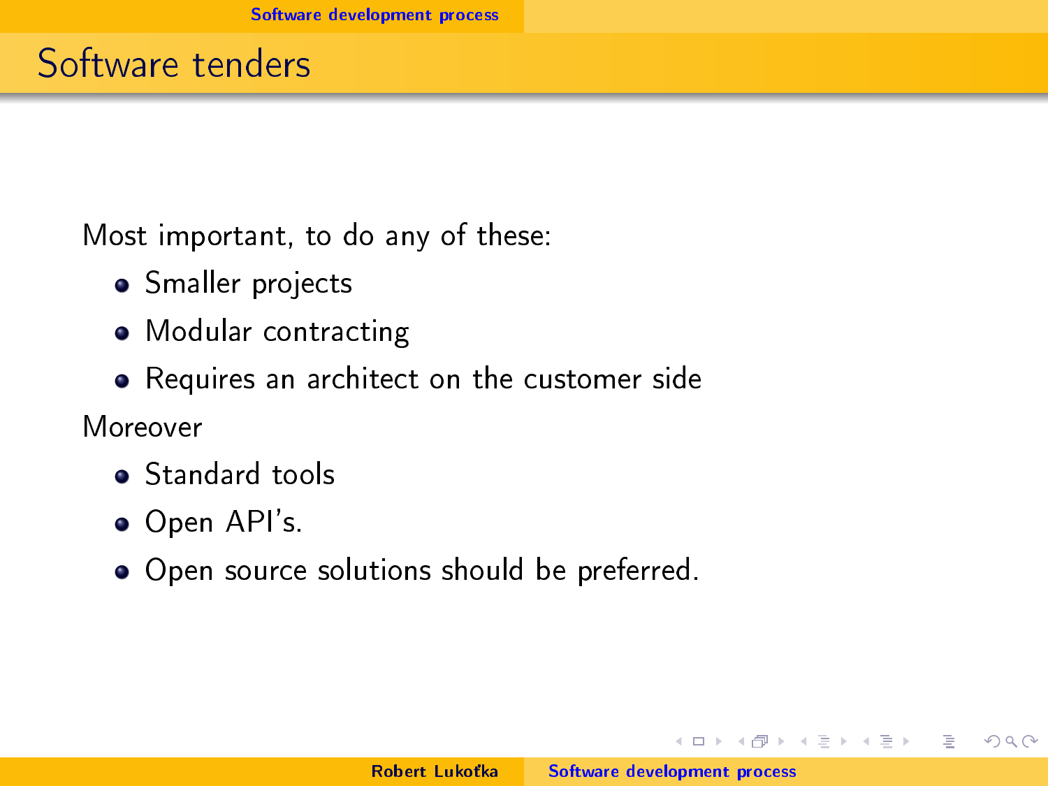# Software tenders

Most important, to do any of these:

- Smaller projects
- Modular contracting
- Requires an architect on the customer side

Moreover

- Standard tools
- Open API's.
- Open source solutions should be preferred.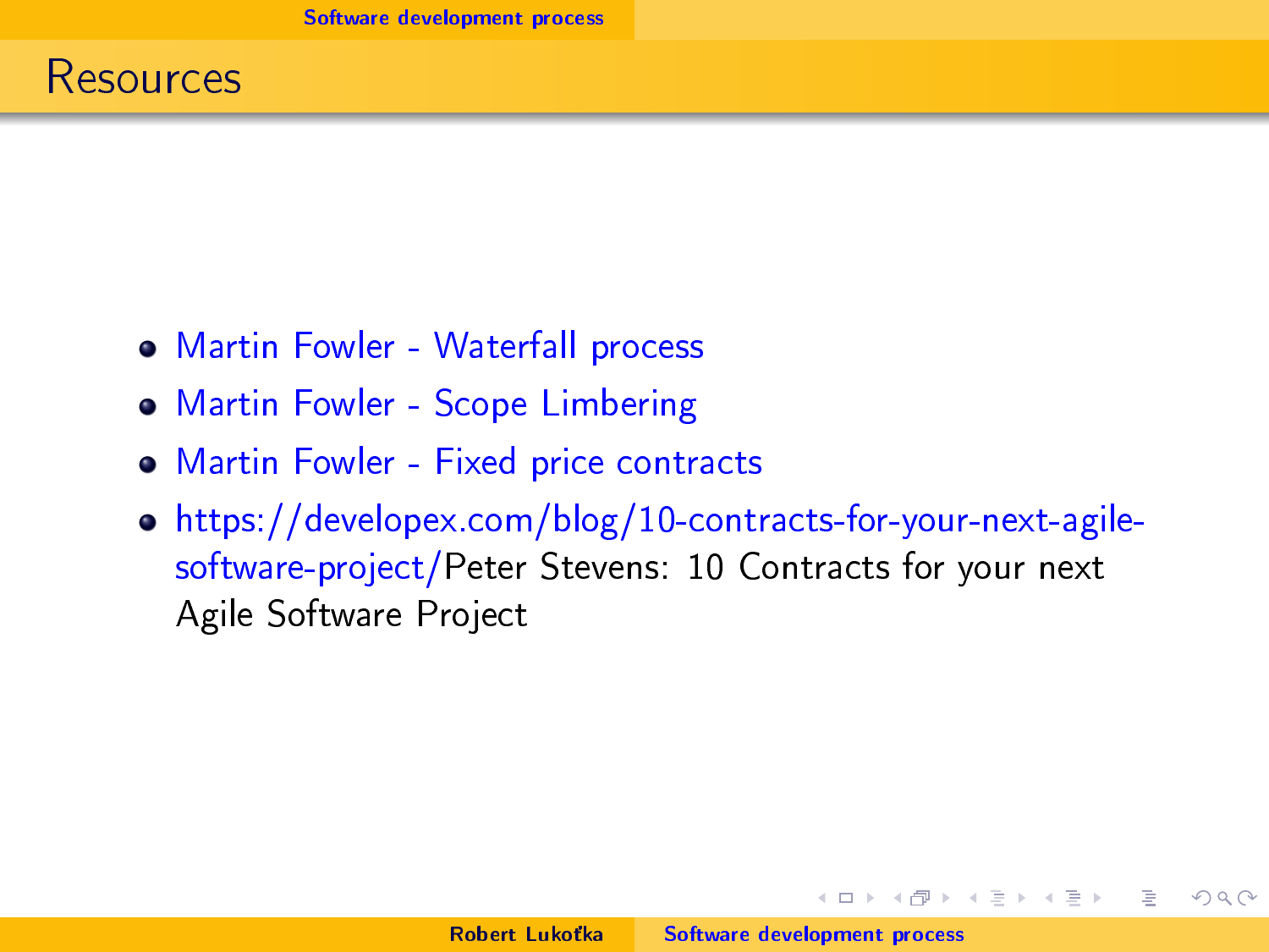# Resources

- Martin Fowler - Waterfall process
- Martin Fowler - Scope Limbering
- Martin Fowler - Fixed price contracts
- https://developex.com/blog/10-contracts-for-your-next-agile-software-project/Peter Stevens: 10 Contracts for your next Agile Software Project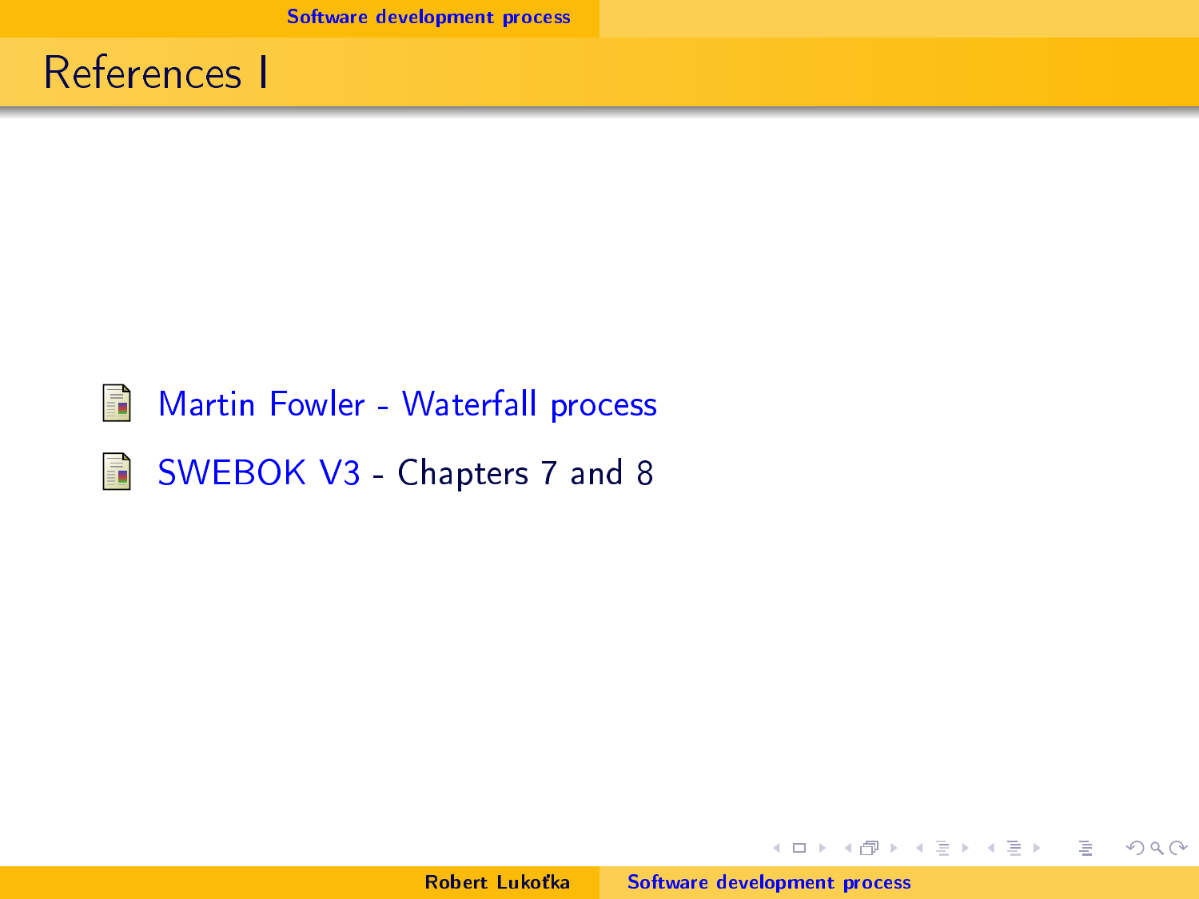# References I

- Martin Fowler - Waterfall process
- SWEBOK V3 - Chapters 7 and 8